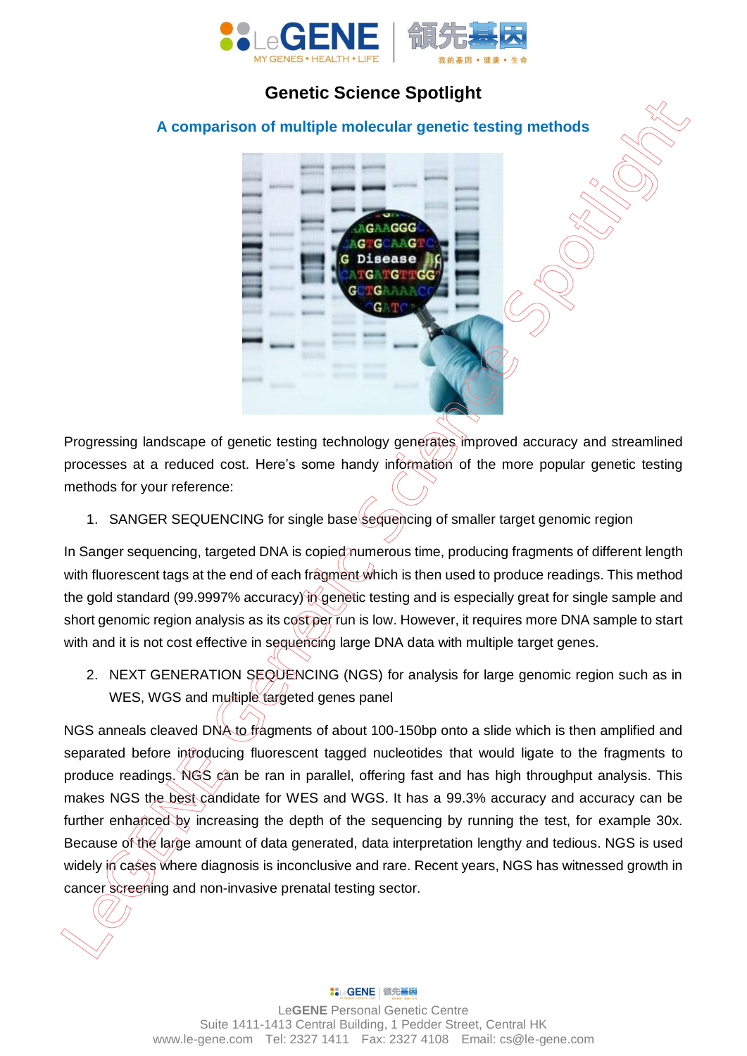## Genetic Science Spotlight

### A comparison of multiple molecular genetic testing methods

Progressing landscape of genetic testing technology generates improved accuracy and streamlined processes at a reduced cost. Here's some handy information of the more popular genetic testing methods for your reference:

1. SANGER SEQUENCING for single base sequencing of smaller target genomic region

In Sanger sequencing, targeted DNA is copied numerous time, producing fragments of different length with fluorescent tags at the end of each fragment which is then used to produce readings. This method the gold standard (99.9997% accuracy) in genetic testing and is especially great for single sample and short genomic region analysis as its cost per run is low. However, it requires more DNA sample to start with and it is not cost effective in sequencing large DNA data with multiple target genes.

2. NEXT GENERATION SEQUENCING (NGS) for analysis for large genomic region such as in WES, WGS and multiple targeted genes panel

NGS anneals cleaved DNA to fragments of about 100-150bp onto a slide which is then amplified and separated before introducing fluorescent tagged nucleotides that would ligate to the fragments to produce readings. NGS can be ran in parallel, offering fast and has high throughput analysis. This makes NGS the best candidate for WES and WGS. It has a 99.3% accuracy and accuracy can be further enhanced by increasing the depth of the sequencing by running the test, for example 30x. Because of the large amount of data generated, data interpretation lengthy and tedious. NGS is used widely in cases where diagnosis is inconclusive and rare. Recent years, NGS has witnessed growth in cancer screening and non-invasive prenatal testing sector.

LeGENE Personal Genetic Centre
Suite 1411-1413 Central Building, 1 Pedder Street, Central HK
www.le-gene.com Tel: 2327 1411 Fax: 2327 4108 Email: cs@le-gene.com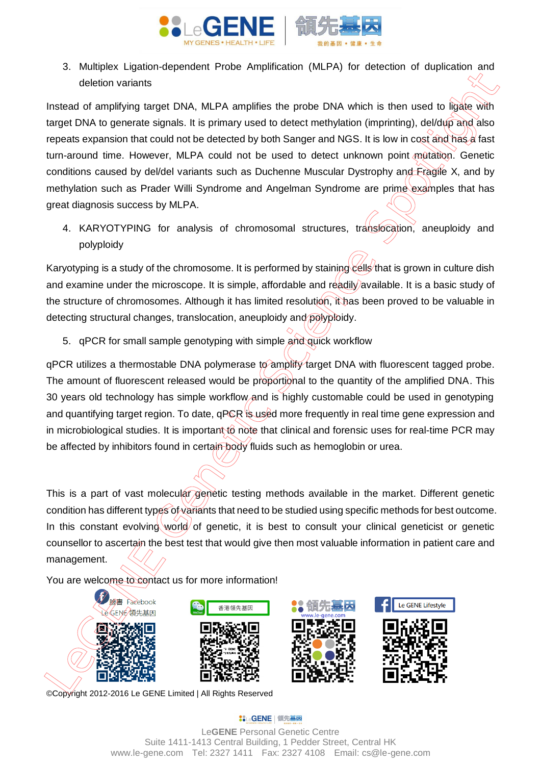3. Multiplex Ligation-dependent Probe Amplification (MLPA) for detection of duplication and deletion variants

Instead of amplifying target DNA, MLPA amplifies the probe DNA which is then used to ligate with target DNA to generate signals. It is primary used to detect methylation (imprinting), del/dup and also repeats expansion that could not be detected by both Sanger and NGS. It is low in cost and has a fast turn-around time. However, MLPA could not be used to detect unknown point mutation. Genetic conditions caused by del/del variants such as Duchenne Muscular Dystrophy and Fragile X, and by methylation such as Prader Willi Syndrome and Angelman Syndrome are prime examples that has great diagnosis success by MLPA.

4. KARYOTYPING for analysis of chromosomal structures, translocation, aneuploidy and polyploidy

Karyotyping is a study of the chromosome. It is performed by staining cells that is grown in culture dish and examine under the microscope. It is simple, affordable and readily available. It is a basic study of the structure of chromosomes. Although it has limited resolution, it has been proved to be valuable in detecting structural changes, translocation, aneuploidy and polyploidy.

5. qPCR for small sample genotyping with simple and quick workflow

qPCR utilizes a thermostable DNA polymerase to amplify target DNA with fluorescent tagged probe. The amount of fluorescent released would be proportional to the quantity of the amplified DNA. This 30 years old technology has simple workflow and is highly customable could be used in genotyping and quantifying target region. To date, qPCR is used more frequently in real time gene expression and in microbiological studies. It is important to note that clinical and forensic uses for real-time PCR may be affected by inhibitors found in certain body fluids such as hemoglobin or urea.

This is a part of vast molecular genetic testing methods available in the market. Different genetic condition has different types of variants that need to be studied using specific methods for best outcome. In this constant evolving world of genetic, it is best to consult your clinical geneticist or genetic counsellor to ascertain the best test that would give then most valuable information in patient care and management.

You are welcome to contact us for more information!

臉書 Facebook Le GENE 領先基因

香港領先基因

www.le-gene.com

Le GENE Lifestyle

©Copyright 2012-2016 Le GENE Limited | All Rights Reserved

LeGENE Personal Genetic Centre
Suite 1411-1413 Central Building, 1 Pedder Street, Central HK
www.le-gene.com Tel: 2327 1411 Fax: 2327 4108 Email: cs@le-gene.com